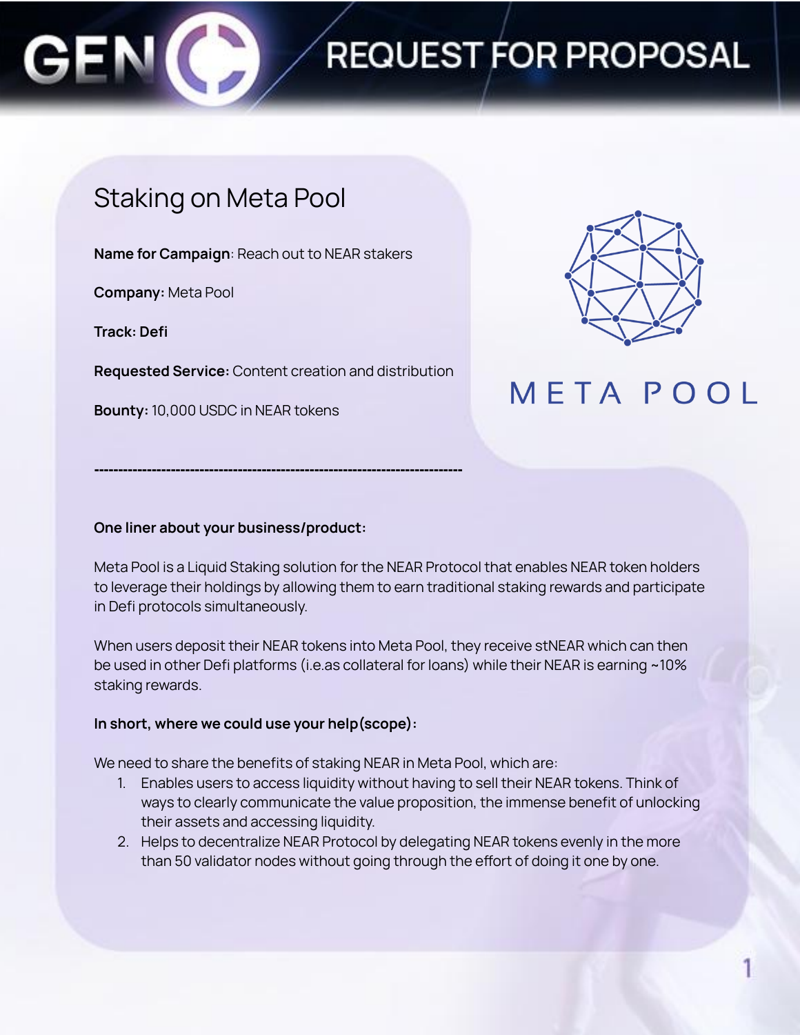# REQUEST FOR PROPOSAL

## Staking on Meta Pool

**Name for Campaign**: Reach out to NEAR stakers

**Company:** Meta Pool

**Track: Defi**

**Requested Service:** Content creation and distribution

**Bounty:** 10,000 USDC in NEAR tokens

META POOL

---

**One liner about your business/product:**

Meta Pool is a Liquid Staking solution for the NEAR Protocol that enables NEAR token holders to leverage their holdings by allowing them to earn traditional staking rewards and participate in Defi protocols simultaneously.

When users deposit their NEAR tokens into Meta Pool, they receive stNEAR which can then be used in other Defi platforms (i.e.as collateral for loans) while their NEAR is earning ~10% staking rewards.

**In short, where we could use your help(scope):**

We need to share the benefits of staking NEAR in Meta Pool, which are:

1. Enables users to access liquidity without having to sell their NEAR tokens. Think of ways to clearly communicate the value proposition, the immense benefit of unlocking their assets and accessing liquidity.
2. Helps to decentralize NEAR Protocol by delegating NEAR tokens evenly in the more than 50 validator nodes without going through the effort of doing it one by one.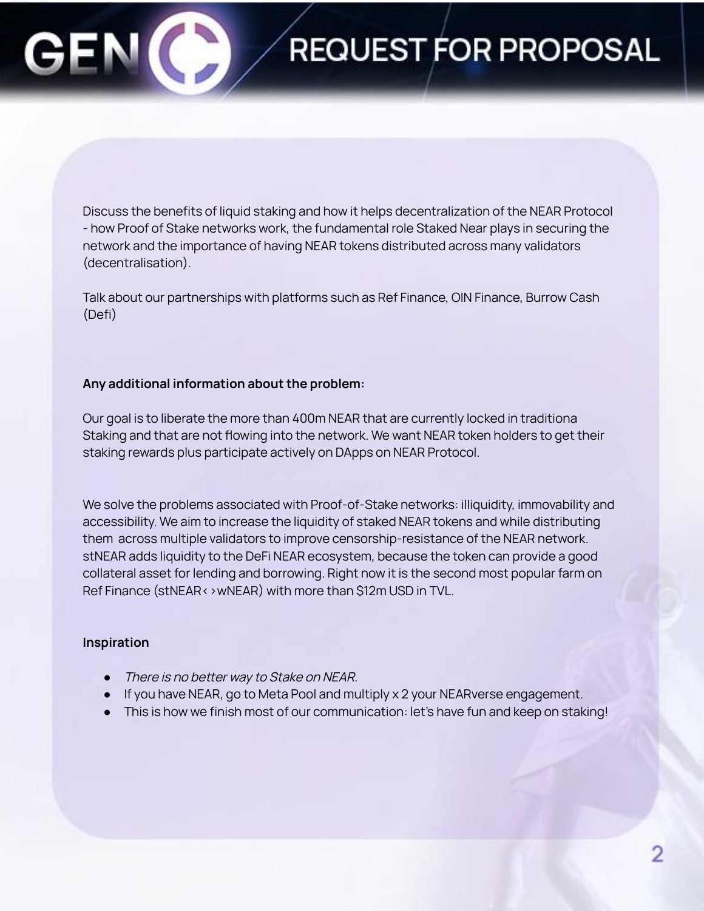Discuss the benefits of liquid staking and how it helps decentralization of the NEAR Protocol - how Proof of Stake networks work, the fundamental role Staked Near plays in securing the network and the importance of having NEAR tokens distributed across many validators (decentralisation).

Talk about our partnerships with platforms such as Ref Finance, OIN Finance, Burrow Cash (Defi)

**Any additional information about the problem:**

Our goal is to liberate the more than 400m NEAR that are currently locked in traditiona Staking and that are not flowing into the network. We want NEAR token holders to get their staking rewards plus participate actively on DApps on NEAR Protocol.

We solve the problems associated with Proof-of-Stake networks: illiquidity, immovability and accessibility. We aim to increase the liquidity of staked NEAR tokens and while distributing them across multiple validators to improve censorship-resistance of the NEAR network. stNEAR adds liquidity to the DeFi NEAR ecosystem, because the token can provide a good collateral asset for lending and borrowing. Right now it is the second most popular farm on Ref Finance (stNEAR< >wNEAR) with more than $12m USD in TVL.

**Inspiration**

- *There is no better way to Stake on NEAR.*
- If you have NEAR, go to Meta Pool and multiply x 2 your NEARverse engagement.
- This is how we finish most of our communication: let's have fun and keep on staking!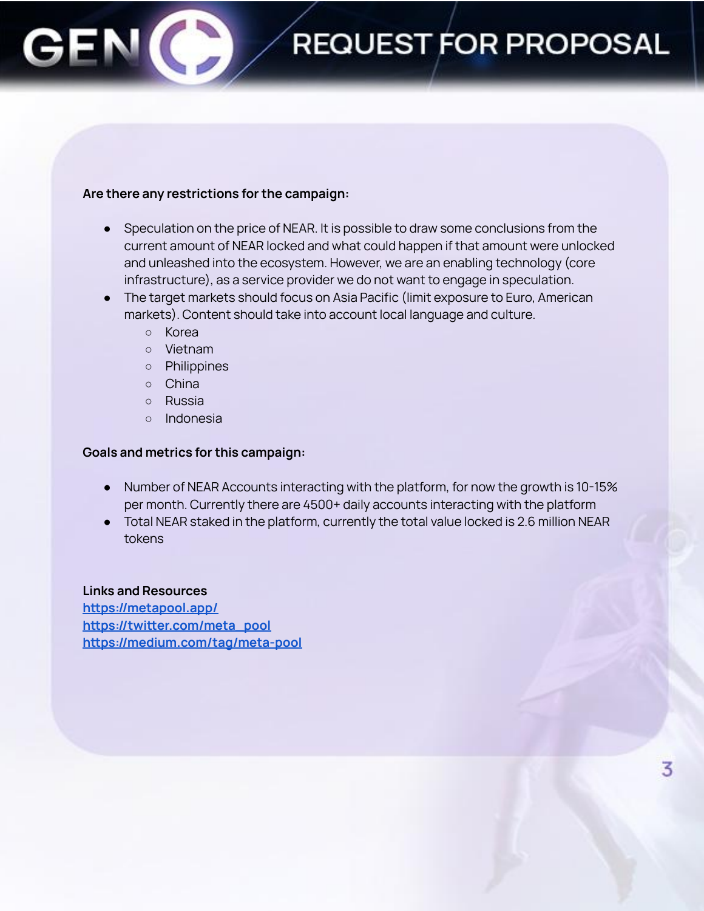**Are there any restrictions for the campaign:**

- Speculation on the price of NEAR. It is possible to draw some conclusions from the current amount of NEAR locked and what could happen if that amount were unlocked and unleashed into the ecosystem. However, we are an enabling technology (core infrastructure), as a service provider we do not want to engage in speculation.
- The target markets should focus on Asia Pacific (limit exposure to Euro, American markets). Content should take into account local language and culture.
    - Korea
    - Vietnam
    - Philippines
    - China
    - Russia
    - Indonesia

**Goals and metrics for this campaign:**

- Number of NEAR Accounts interacting with the platform, for now the growth is 10-15% per month. Currently there are 4500+ daily accounts interacting with the platform
- Total NEAR staked in the platform, currently the total value locked is 2.6 million NEAR tokens

**Links and Resources**

[https://metapool.app/](https://metapool.app/)
[https://twitter.com/meta_pool](https://twitter.com/meta_pool)
[https://medium.com/tag/meta-pool](https://medium.com/tag/meta-pool)